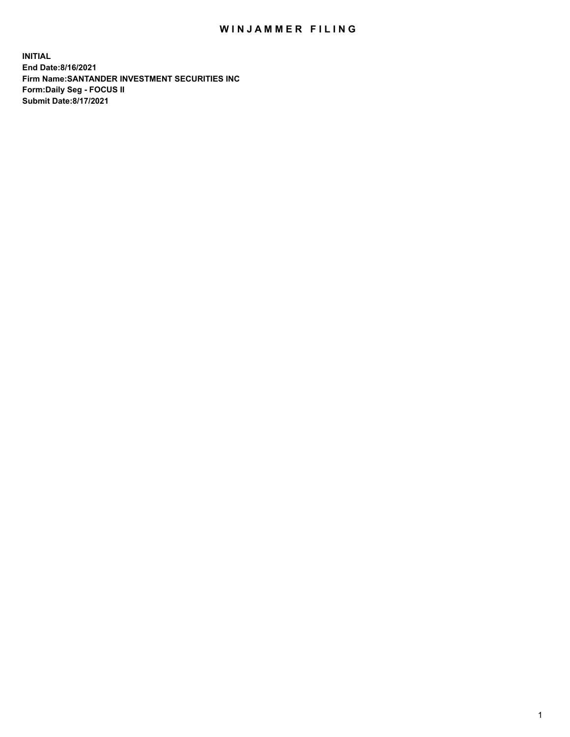# WINJAMMER FILING

**INITIAL**
**End Date:8/16/2021**
**Firm Name:SANTANDER INVESTMENT SECURITIES INC**
**Form:Daily Seg - FOCUS II**
**Submit Date:8/17/2021**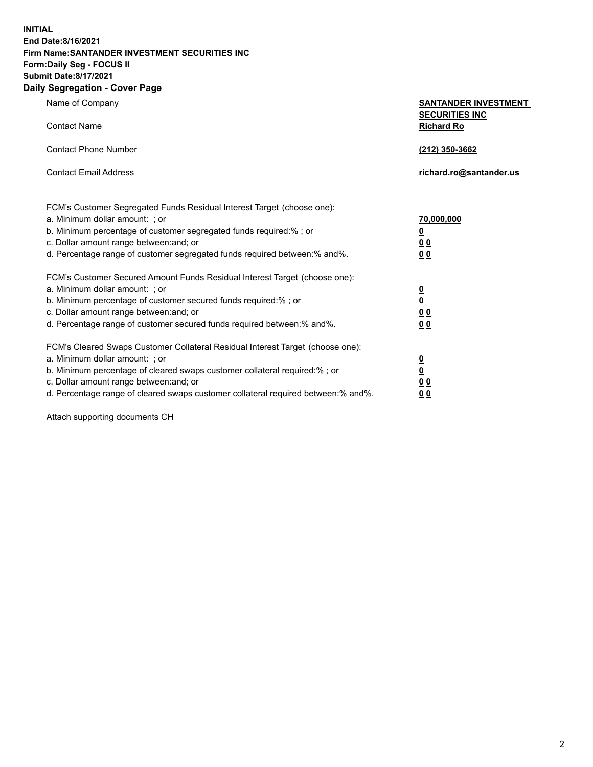**INITIAL**
**End Date:8/16/2021**
**Firm Name:SANTANDER INVESTMENT SECURITIES INC**
**Form:Daily Seg - FOCUS II**
**Submit Date:8/17/2021**

## Daily Segregation - Cover Page

| | |
|---|---|
| Name of Company | **SANTANDER INVESTMENT SECURITIES INC** |
| Contact Name | **Richard Ro** |
| Contact Phone Number | **(212) 350-3662** |
| Contact Email Address | **richard.ro@santander.us** |

FCM's Customer Segregated Funds Residual Interest Target (choose one):

| | |
|---|---|
| a. Minimum dollar amount: ; or | **70,000,000** |
| b. Minimum percentage of customer segregated funds required:% ; or | **0** |
| c. Dollar amount range between:and; or | **0 0** |
| d. Percentage range of customer segregated funds required between:% and%. | **0 0** |

FCM's Customer Secured Amount Funds Residual Interest Target (choose one):

| | |
|---|---|
| a. Minimum dollar amount: ; or | **0** |
| b. Minimum percentage of customer secured funds required:% ; or | **0** |
| c. Dollar amount range between:and; or | **0 0** |
| d. Percentage range of customer secured funds required between:% and%. | **0 0** |

FCM's Cleared Swaps Customer Collateral Residual Interest Target (choose one):

| | |
|---|---|
| a. Minimum dollar amount: ; or | **0** |
| b. Minimum percentage of cleared swaps customer collateral required:% ; or | **0** |
| c. Dollar amount range between:and; or | **0 0** |
| d. Percentage range of cleared swaps customer collateral required between:% and%. | **0 0** |

Attach supporting documents CH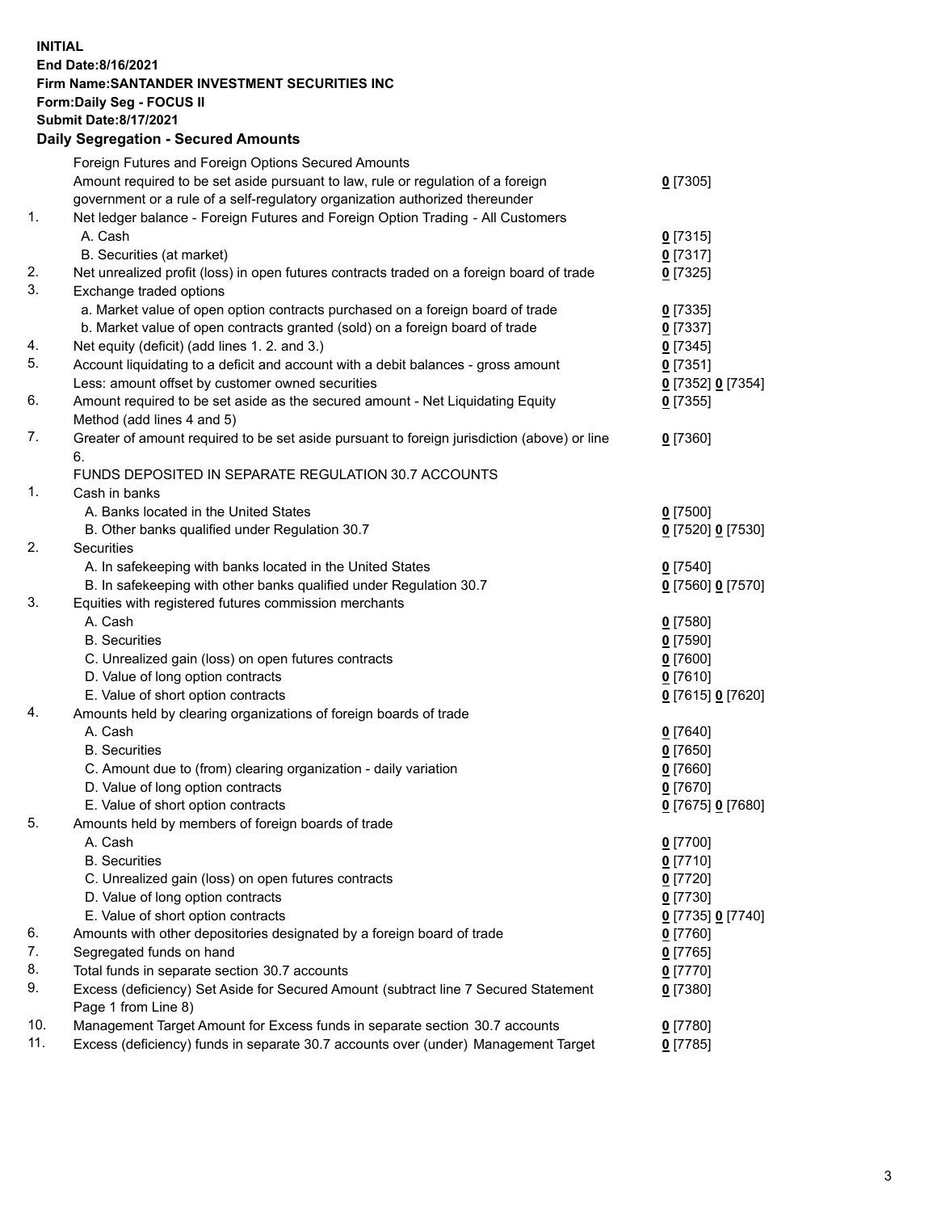**INITIAL**
**End Date:8/16/2021**
**Firm Name:SANTANDER INVESTMENT SECURITIES INC**
**Form:Daily Seg - FOCUS II**
**Submit Date:8/17/2021**

## Daily Segregation - Secured Amounts

| | | |
|---|---|---|
| | Foreign Futures and Foreign Options Secured Amounts | |
| | Amount required to be set aside pursuant to law, rule or regulation of a foreign government or a rule of a self-regulatory organization authorized thereunder | 0 [7305] |
| 1. | Net ledger balance - Foreign Futures and Foreign Option Trading - All Customers | |
| | A. Cash | 0 [7315] |
| | B. Securities (at market) | 0 [7317] |
| 2. | Net unrealized profit (loss) in open futures contracts traded on a foreign board of trade | 0 [7325] |
| 3. | Exchange traded options | |
| | a. Market value of open option contracts purchased on a foreign board of trade | 0 [7335] |
| | b. Market value of open contracts granted (sold) on a foreign board of trade | 0 [7337] |
| 4. | Net equity (deficit) (add lines 1. 2. and 3.) | 0 [7345] |
| 5. | Account liquidating to a deficit and account with a debit balances - gross amount | 0 [7351] |
| | Less: amount offset by customer owned securities | 0 [7352] 0 [7354] |
| 6. | Amount required to be set aside as the secured amount - Net Liquidating Equity Method (add lines 4 and 5) | 0 [7355] |
| 7. | Greater of amount required to be set aside pursuant to foreign jurisdiction (above) or line 6. | 0 [7360] |
| | FUNDS DEPOSITED IN SEPARATE REGULATION 30.7 ACCOUNTS | |
| 1. | Cash in banks | |
| | A. Banks located in the United States | 0 [7500] |
| | B. Other banks qualified under Regulation 30.7 | 0 [7520] 0 [7530] |
| 2. | Securities | |
| | A. In safekeeping with banks located in the United States | 0 [7540] |
| | B. In safekeeping with other banks qualified under Regulation 30.7 | 0 [7560] 0 [7570] |
| 3. | Equities with registered futures commission merchants | |
| | A. Cash | 0 [7580] |
| | B. Securities | 0 [7590] |
| | C. Unrealized gain (loss) on open futures contracts | 0 [7600] |
| | D. Value of long option contracts | 0 [7610] |
| | E. Value of short option contracts | 0 [7615] 0 [7620] |
| 4. | Amounts held by clearing organizations of foreign boards of trade | |
| | A. Cash | 0 [7640] |
| | B. Securities | 0 [7650] |
| | C. Amount due to (from) clearing organization - daily variation | 0 [7660] |
| | D. Value of long option contracts | 0 [7670] |
| | E. Value of short option contracts | 0 [7675] 0 [7680] |
| 5. | Amounts held by members of foreign boards of trade | |
| | A. Cash | 0 [7700] |
| | B. Securities | 0 [7710] |
| | C. Unrealized gain (loss) on open futures contracts | 0 [7720] |
| | D. Value of long option contracts | 0 [7730] |
| | E. Value of short option contracts | 0 [7735] 0 [7740] |
| 6. | Amounts with other depositories designated by a foreign board of trade | 0 [7760] |
| 7. | Segregated funds on hand | 0 [7765] |
| 8. | Total funds in separate section 30.7 accounts | 0 [7770] |
| 9. | Excess (deficiency) Set Aside for Secured Amount (subtract line 7 Secured Statement Page 1 from Line 8) | 0 [7380] |
| 10. | Management Target Amount for Excess funds in separate section 30.7 accounts | 0 [7780] |
| 11. | Excess (deficiency) funds in separate 30.7 accounts over (under) Management Target | 0 [7785] |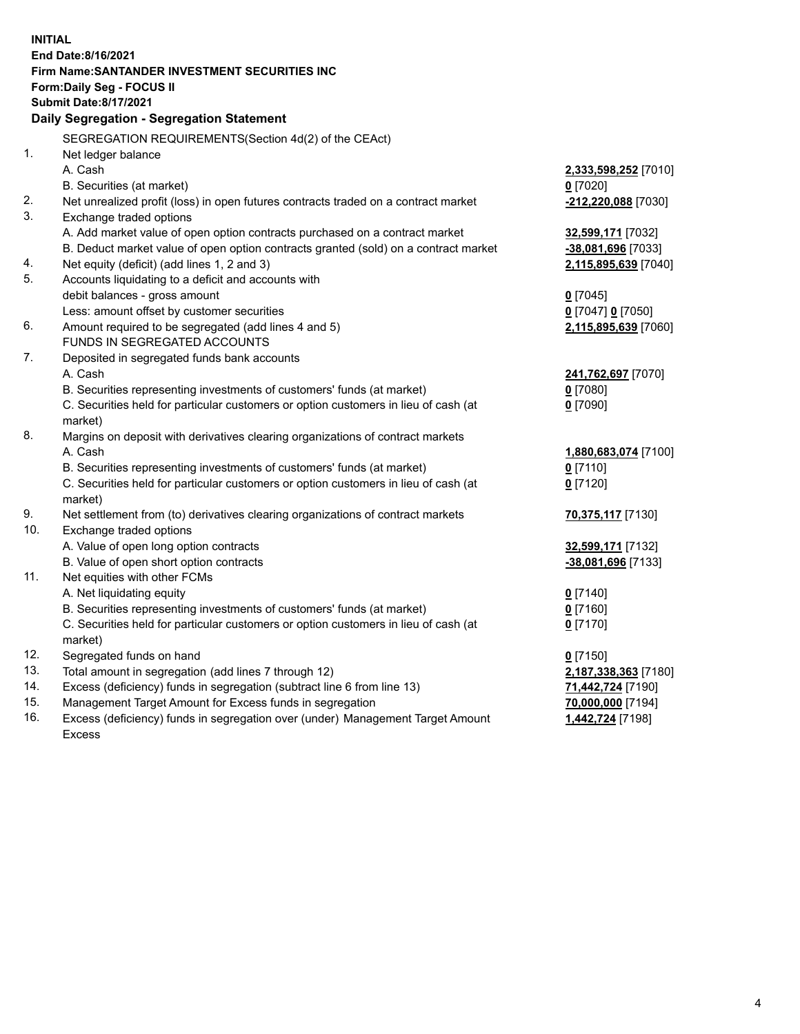**INITIAL**
**End Date:8/16/2021**
**Firm Name:SANTANDER INVESTMENT SECURITIES INC**
**Form:Daily Seg - FOCUS II**
**Submit Date:8/17/2021**

## Daily Segregation - Segregation Statement

SEGREGATION REQUIREMENTS(Section 4d(2) of the CEAct)

| | | |
|---|---|---|
| 1. | Net ledger balance | |
| | A. Cash | **2,333,598,252** [7010] |
| | B. Securities (at market) | **0** [7020] |
| 2. | Net unrealized profit (loss) in open futures contracts traded on a contract market | **-212,220,088** [7030] |
| 3. | Exchange traded options | |
| | A. Add market value of open option contracts purchased on a contract market | **32,599,171** [7032] |
| | B. Deduct market value of open option contracts granted (sold) on a contract market | **-38,081,696** [7033] |
| 4. | Net equity (deficit) (add lines 1, 2 and 3) | **2,115,895,639** [7040] |
| 5. | Accounts liquidating to a deficit and accounts with debit balances - gross amount | **0** [7045] |
| | Less: amount offset by customer securities | **0** [7047] **0** [7050] |
| 6. | Amount required to be segregated (add lines 4 and 5) | **2,115,895,639** [7060] |
| | FUNDS IN SEGREGATED ACCOUNTS | |
| 7. | Deposited in segregated funds bank accounts | |
| | A. Cash | **241,762,697** [7070] |
| | B. Securities representing investments of customers' funds (at market) | **0** [7080] |
| | C. Securities held for particular customers or option customers in lieu of cash (at market) | **0** [7090] |
| 8. | Margins on deposit with derivatives clearing organizations of contract markets | |
| | A. Cash | **1,880,683,074** [7100] |
| | B. Securities representing investments of customers' funds (at market) | **0** [7110] |
| | C. Securities held for particular customers or option customers in lieu of cash (at market) | **0** [7120] |
| 9. | Net settlement from (to) derivatives clearing organizations of contract markets | **70,375,117** [7130] |
| 10. | Exchange traded options | |
| | A. Value of open long option contracts | **32,599,171** [7132] |
| | B. Value of open short option contracts | **-38,081,696** [7133] |
| 11. | Net equities with other FCMs | |
| | A. Net liquidating equity | **0** [7140] |
| | B. Securities representing investments of customers' funds (at market) | **0** [7160] |
| | C. Securities held for particular customers or option customers in lieu of cash (at market) | **0** [7170] |
| 12. | Segregated funds on hand | **0** [7150] |
| 13. | Total amount in segregation (add lines 7 through 12) | **2,187,338,363** [7180] |
| 14. | Excess (deficiency) funds in segregation (subtract line 6 from line 13) | **71,442,724** [7190] |
| 15. | Management Target Amount for Excess funds in segregation | **70,000,000** [7194] |
| 16. | Excess (deficiency) funds in segregation over (under) Management Target Amount Excess | **1,442,724** [7198] |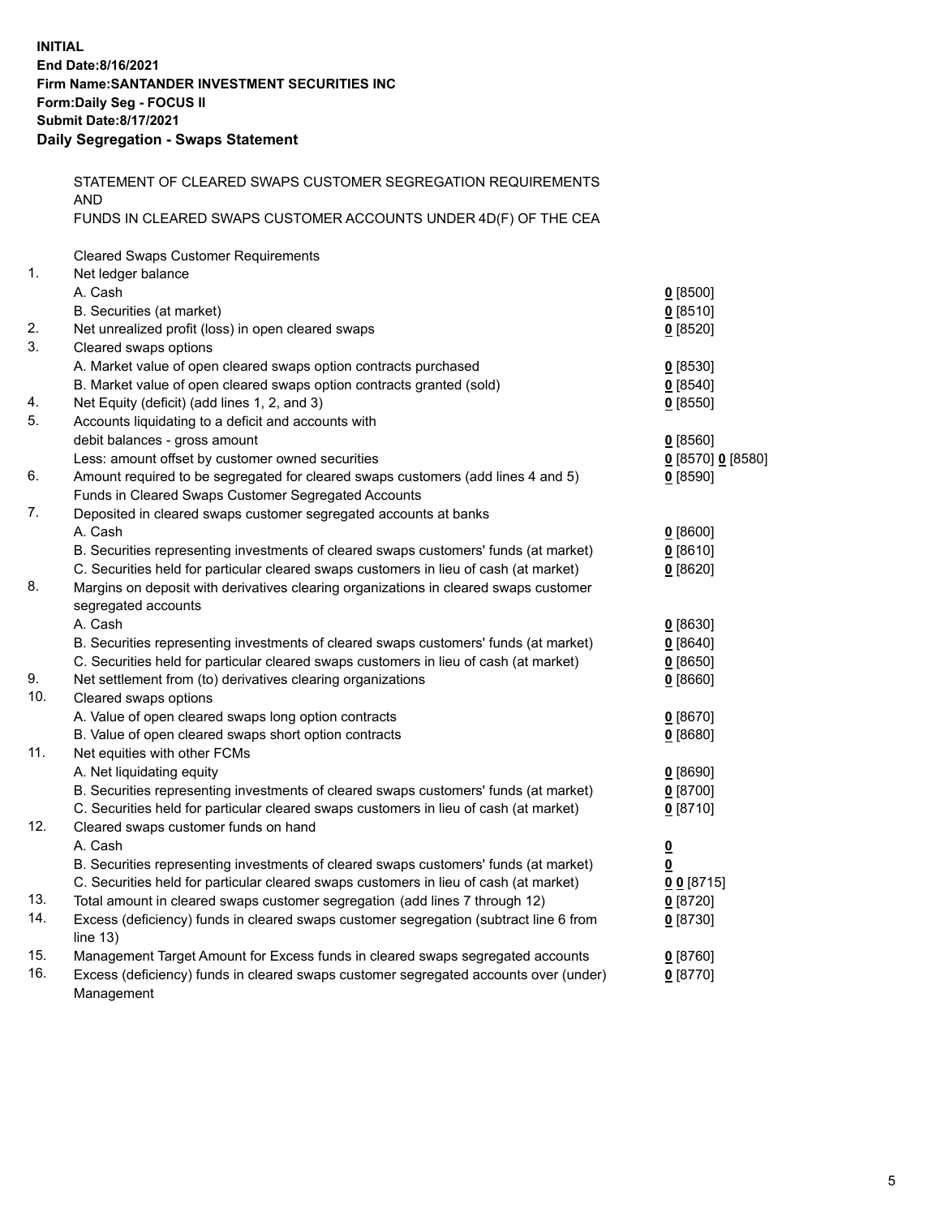**INITIAL**
**End Date:8/16/2021**
**Firm Name:SANTANDER INVESTMENT SECURITIES INC**
**Form:Daily Seg - FOCUS II**
**Submit Date:8/17/2021**
**Daily Segregation - Swaps Statement**

STATEMENT OF CLEARED SWAPS CUSTOMER SEGREGATION REQUIREMENTS AND FUNDS IN CLEARED SWAPS CUSTOMER ACCOUNTS UNDER 4D(F) OF THE CEA

| | | |
|---|---|---|
| | Cleared Swaps Customer Requirements | |
| 1. | Net ledger balance | |
| | A. Cash | 0 [8500] |
| | B. Securities (at market) | 0 [8510] |
| 2. | Net unrealized profit (loss) in open cleared swaps | 0 [8520] |
| 3. | Cleared swaps options | |
| | A. Market value of open cleared swaps option contracts purchased | 0 [8530] |
| | B. Market value of open cleared swaps option contracts granted (sold) | 0 [8540] |
| 4. | Net Equity (deficit) (add lines 1, 2, and 3) | 0 [8550] |
| 5. | Accounts liquidating to a deficit and accounts with debit balances - gross amount | 0 [8560] |
| | Less: amount offset by customer owned securities | 0 [8570] 0 [8580] |
| 6. | Amount required to be segregated for cleared swaps customers (add lines 4 and 5) | 0 [8590] |
| | Funds in Cleared Swaps Customer Segregated Accounts | |
| 7. | Deposited in cleared swaps customer segregated accounts at banks | |
| | A. Cash | 0 [8600] |
| | B. Securities representing investments of cleared swaps customers' funds (at market) | 0 [8610] |
| | C. Securities held for particular cleared swaps customers in lieu of cash (at market) | 0 [8620] |
| 8. | Margins on deposit with derivatives clearing organizations in cleared swaps customer segregated accounts | |
| | A. Cash | 0 [8630] |
| | B. Securities representing investments of cleared swaps customers' funds (at market) | 0 [8640] |
| | C. Securities held for particular cleared swaps customers in lieu of cash (at market) | 0 [8650] |
| 9. | Net settlement from (to) derivatives clearing organizations | 0 [8660] |
| 10. | Cleared swaps options | |
| | A. Value of open cleared swaps long option contracts | 0 [8670] |
| | B. Value of open cleared swaps short option contracts | 0 [8680] |
| 11. | Net equities with other FCMs | |
| | A. Net liquidating equity | 0 [8690] |
| | B. Securities representing investments of cleared swaps customers' funds (at market) | 0 [8700] |
| | C. Securities held for particular cleared swaps customers in lieu of cash (at market) | 0 [8710] |
| 12. | Cleared swaps customer funds on hand | |
| | A. Cash | 0 |
| | B. Securities representing investments of cleared swaps customers' funds (at market) | 0 |
| | C. Securities held for particular cleared swaps customers in lieu of cash (at market) | 0 0 [8715] |
| 13. | Total amount in cleared swaps customer segregation (add lines 7 through 12) | 0 [8720] |
| 14. | Excess (deficiency) funds in cleared swaps customer segregation (subtract line 6 from line 13) | 0 [8730] |
| 15. | Management Target Amount for Excess funds in cleared swaps segregated accounts | 0 [8760] |
| 16. | Excess (deficiency) funds in cleared swaps customer segregated accounts over (under) Management | 0 [8770] |